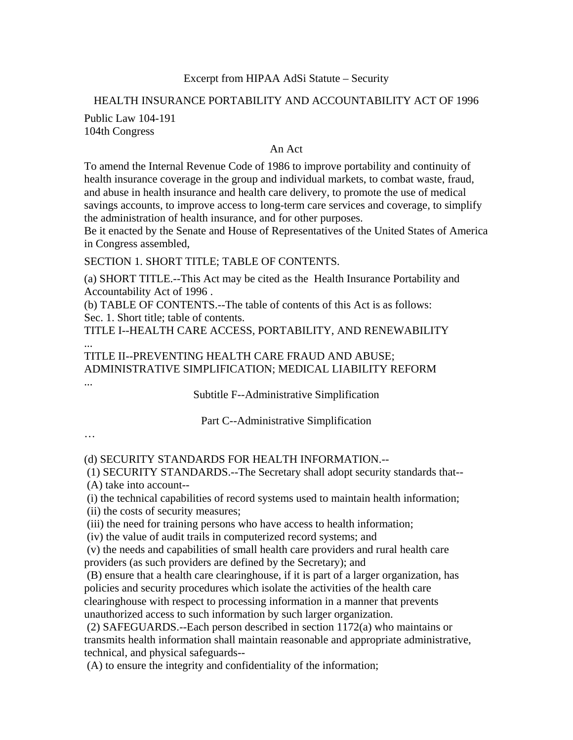Excerpt from HIPAA AdSi Statute – Security

# HEALTH INSURANCE PORTABILITY AND ACCOUNTABILITY ACT OF 1996

Public Law 104-191
104th Congress

An Act

To amend the Internal Revenue Code of 1986 to improve portability and continuity of health insurance coverage in the group and individual markets, to combat waste, fraud, and abuse in health insurance and health care delivery, to promote the use of medical savings accounts, to improve access to long-term care services and coverage, to simplify the administration of health insurance, and for other purposes.
Be it enacted by the Senate and House of Representatives of the United States of America in Congress assembled,

SECTION 1. SHORT TITLE; TABLE OF CONTENTS.

(a) SHORT TITLE.--This Act may be cited as the Health Insurance Portability and Accountability Act of 1996 .
(b) TABLE OF CONTENTS.--The table of contents of this Act is as follows:
Sec. 1. Short title; table of contents.
TITLE I--HEALTH CARE ACCESS, PORTABILITY, AND RENEWABILITY
...
TITLE II--PREVENTING HEALTH CARE FRAUD AND ABUSE; ADMINISTRATIVE SIMPLIFICATION; MEDICAL LIABILITY REFORM
...

Subtitle F--Administrative Simplification

Part C--Administrative Simplification

…

(d) SECURITY STANDARDS FOR HEALTH INFORMATION.--
(1) SECURITY STANDARDS.--The Secretary shall adopt security standards that--
(A) take into account--
(i) the technical capabilities of record systems used to maintain health information;
(ii) the costs of security measures;
(iii) the need for training persons who have access to health information;
(iv) the value of audit trails in computerized record systems; and
(v) the needs and capabilities of small health care providers and rural health care providers (as such providers are defined by the Secretary); and
(B) ensure that a health care clearinghouse, if it is part of a larger organization, has policies and security procedures which isolate the activities of the health care clearinghouse with respect to processing information in a manner that prevents unauthorized access to such information by such larger organization.
(2) SAFEGUARDS.--Each person described in section 1172(a) who maintains or transmits health information shall maintain reasonable and appropriate administrative, technical, and physical safeguards--
(A) to ensure the integrity and confidentiality of the information;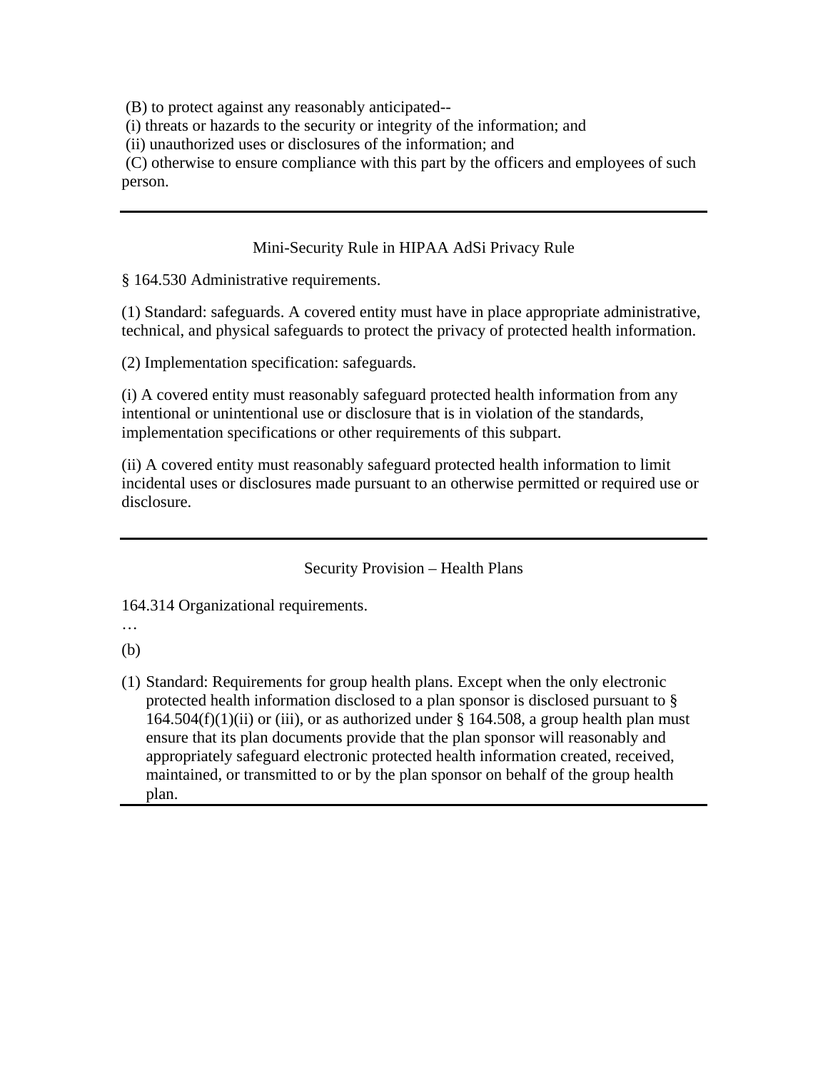(B) to protect against any reasonably anticipated--

(i) threats or hazards to the security or integrity of the information; and

(ii) unauthorized uses or disclosures of the information; and

(C) otherwise to ensure compliance with this part by the officers and employees of such person.

---

Mini-Security Rule in HIPAA AdSi Privacy Rule

§ 164.530 Administrative requirements.

(1) Standard: safeguards. A covered entity must have in place appropriate administrative, technical, and physical safeguards to protect the privacy of protected health information.

(2) Implementation specification: safeguards.

(i) A covered entity must reasonably safeguard protected health information from any intentional or unintentional use or disclosure that is in violation of the standards, implementation specifications or other requirements of this subpart.

(ii) A covered entity must reasonably safeguard protected health information to limit incidental uses or disclosures made pursuant to an otherwise permitted or required use or disclosure.

---

Security Provision – Health Plans

164.314 Organizational requirements.

…

(b)

(1) Standard: Requirements for group health plans. Except when the only electronic protected health information disclosed to a plan sponsor is disclosed pursuant to § 164.504(f)(1)(ii) or (iii), or as authorized under § 164.508, a group health plan must ensure that its plan documents provide that the plan sponsor will reasonably and appropriately safeguard electronic protected health information created, received, maintained, or transmitted to or by the plan sponsor on behalf of the group health plan.

---